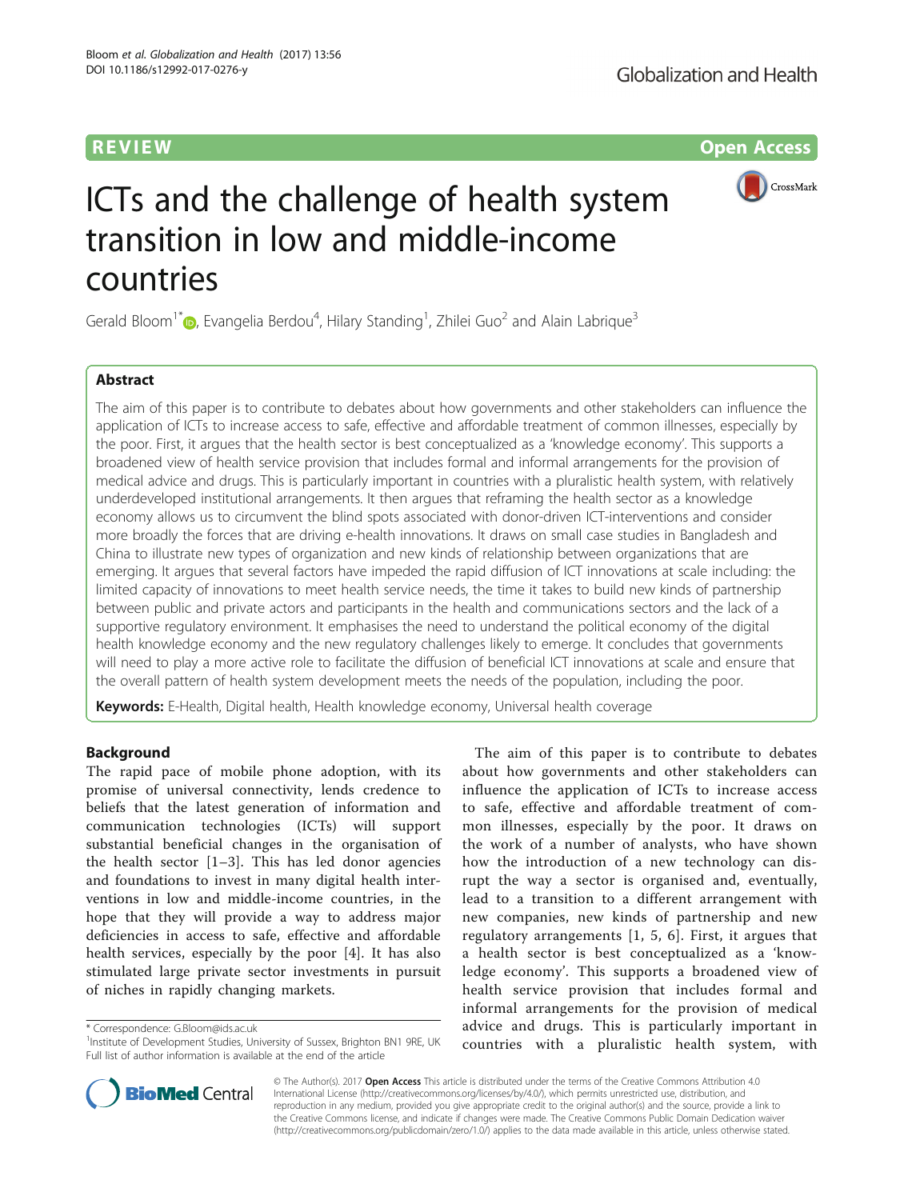REVIEW

Open Access

# ICTs and the challenge of health system transition in low and middle-income countries

Gerald Bloom[1*], Evangelia Berdou[4], Hilary Standing[1], Zhilei Guo[2] and Alain Labrique[3]

## Abstract

The aim of this paper is to contribute to debates about how governments and other stakeholders can influence the application of ICTs to increase access to safe, effective and affordable treatment of common illnesses, especially by the poor. First, it argues that the health sector is best conceptualized as a 'knowledge economy'. This supports a broadened view of health service provision that includes formal and informal arrangements for the provision of medical advice and drugs. This is particularly important in countries with a pluralistic health system, with relatively underdeveloped institutional arrangements. It then argues that reframing the health sector as a knowledge economy allows us to circumvent the blind spots associated with donor-driven ICT-interventions and consider more broadly the forces that are driving e-health innovations. It draws on small case studies in Bangladesh and China to illustrate new types of organization and new kinds of relationship between organizations that are emerging. It argues that several factors have impeded the rapid diffusion of ICT innovations at scale including: the limited capacity of innovations to meet health service needs, the time it takes to build new kinds of partnership between public and private actors and participants in the health and communications sectors and the lack of a supportive regulatory environment. It emphasises the need to understand the political economy of the digital health knowledge economy and the new regulatory challenges likely to emerge. It concludes that governments will need to play a more active role to facilitate the diffusion of beneficial ICT innovations at scale and ensure that the overall pattern of health system development meets the needs of the population, including the poor.

**Keywords:** E-Health, Digital health, Health knowledge economy, Universal health coverage

## Background

The rapid pace of mobile phone adoption, with its promise of universal connectivity, lends credence to beliefs that the latest generation of information and communication technologies (ICTs) will support substantial beneficial changes in the organisation of the health sector [1–3]. This has led donor agencies and foundations to invest in many digital health interventions in low and middle-income countries, in the hope that they will provide a way to address major deficiencies in access to safe, effective and affordable health services, especially by the poor [4]. It has also stimulated large private sector investments in pursuit of niches in rapidly changing markets.

The aim of this paper is to contribute to debates about how governments and other stakeholders can influence the application of ICTs to increase access to safe, effective and affordable treatment of common illnesses, especially by the poor. It draws on the work of a number of analysts, who have shown how the introduction of a new technology can disrupt the way a sector is organised and, eventually, lead to a transition to a different arrangement with new companies, new kinds of partnership and new regulatory arrangements [1, 5, 6]. First, it argues that a health sector is best conceptualized as a 'knowledge economy'. This supports a broadened view of health service provision that includes formal and informal arrangements for the provision of medical advice and drugs. This is particularly important in countries with a pluralistic health system, with

\* Correspondence: G.Bloom@ids.ac.uk
[1]Institute of Development Studies, University of Sussex, Brighton BN1 9RE, UK
Full list of author information is available at the end of the article

© The Author(s). 2017 **Open Access** This article is distributed under the terms of the Creative Commons Attribution 4.0 International License (http://creativecommons.org/licenses/by/4.0/), which permits unrestricted use, distribution, and reproduction in any medium, provided you give appropriate credit to the original author(s) and the source, provide a link to the Creative Commons license, and indicate if changes were made. The Creative Commons Public Domain Dedication waiver (http://creativecommons.org/publicdomain/zero/1.0/) applies to the data made available in this article, unless otherwise stated.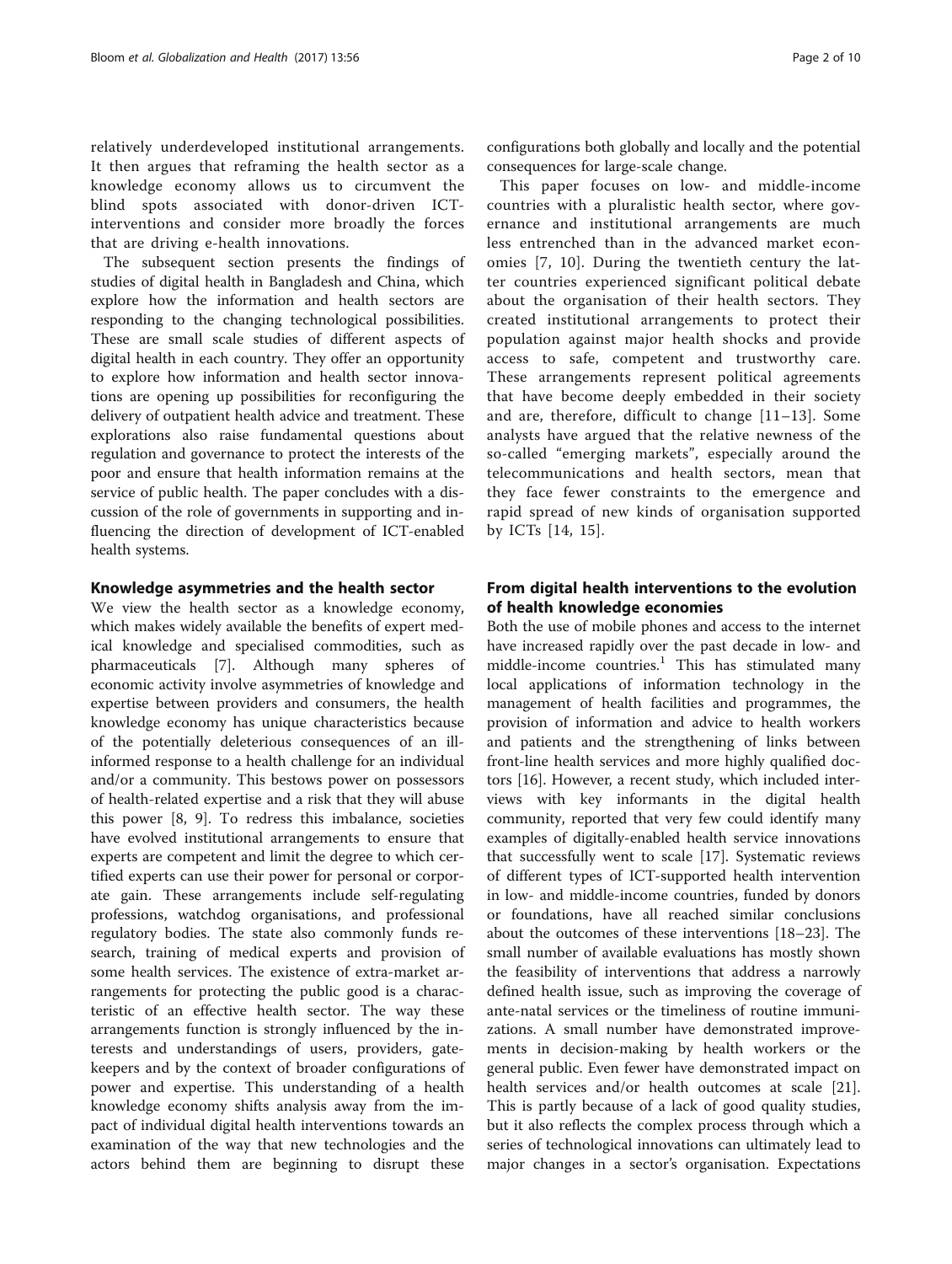relatively underdeveloped institutional arrangements. It then argues that reframing the health sector as a knowledge economy allows us to circumvent the blind spots associated with donor-driven ICT-interventions and consider more broadly the forces that are driving e-health innovations.

The subsequent section presents the findings of studies of digital health in Bangladesh and China, which explore how the information and health sectors are responding to the changing technological possibilities. These are small scale studies of different aspects of digital health in each country. They offer an opportunity to explore how information and health sector innovations are opening up possibilities for reconfiguring the delivery of outpatient health advice and treatment. These explorations also raise fundamental questions about regulation and governance to protect the interests of the poor and ensure that health information remains at the service of public health. The paper concludes with a discussion of the role of governments in supporting and influencing the direction of development of ICT-enabled health systems.

## Knowledge asymmetries and the health sector

We view the health sector as a knowledge economy, which makes widely available the benefits of expert medical knowledge and specialised commodities, such as pharmaceuticals [7]. Although many spheres of economic activity involve asymmetries of knowledge and expertise between providers and consumers, the health knowledge economy has unique characteristics because of the potentially deleterious consequences of an ill-informed response to a health challenge for an individual and/or a community. This bestows power on possessors of health-related expertise and a risk that they will abuse this power [8, 9]. To redress this imbalance, societies have evolved institutional arrangements to ensure that experts are competent and limit the degree to which certified experts can use their power for personal or corporate gain. These arrangements include self-regulating professions, watchdog organisations, and professional regulatory bodies. The state also commonly funds research, training of medical experts and provision of some health services. The existence of extra-market arrangements for protecting the public good is a characteristic of an effective health sector. The way these arrangements function is strongly influenced by the interests and understandings of users, providers, gatekeepers and by the context of broader configurations of power and expertise. This understanding of a health knowledge economy shifts analysis away from the impact of individual digital health interventions towards an examination of the way that new technologies and the actors behind them are beginning to disrupt these configurations both globally and locally and the potential consequences for large-scale change.

This paper focuses on low- and middle-income countries with a pluralistic health sector, where governance and institutional arrangements are much less entrenched than in the advanced market economies [7, 10]. During the twentieth century the latter countries experienced significant political debate about the organisation of their health sectors. They created institutional arrangements to protect their population against major health shocks and provide access to safe, competent and trustworthy care. These arrangements represent political agreements that have become deeply embedded in their society and are, therefore, difficult to change [11–13]. Some analysts have argued that the relative newness of the so-called "emerging markets", especially around the telecommunications and health sectors, mean that they face fewer constraints to the emergence and rapid spread of new kinds of organisation supported by ICTs [14, 15].

## From digital health interventions to the evolution of health knowledge economies

Both the use of mobile phones and access to the internet have increased rapidly over the past decade in low- and middle-income countries.[1] This has stimulated many local applications of information technology in the management of health facilities and programmes, the provision of information and advice to health workers and patients and the strengthening of links between front-line health services and more highly qualified doctors [16]. However, a recent study, which included interviews with key informants in the digital health community, reported that very few could identify many examples of digitally-enabled health service innovations that successfully went to scale [17]. Systematic reviews of different types of ICT-supported health intervention in low- and middle-income countries, funded by donors or foundations, have all reached similar conclusions about the outcomes of these interventions [18–23]. The small number of available evaluations has mostly shown the feasibility of interventions that address a narrowly defined health issue, such as improving the coverage of ante-natal services or the timeliness of routine immunizations. A small number have demonstrated improvements in decision-making by health workers or the general public. Even fewer have demonstrated impact on health services and/or health outcomes at scale [21]. This is partly because of a lack of good quality studies, but it also reflects the complex process through which a series of technological innovations can ultimately lead to major changes in a sector's organisation. Expectations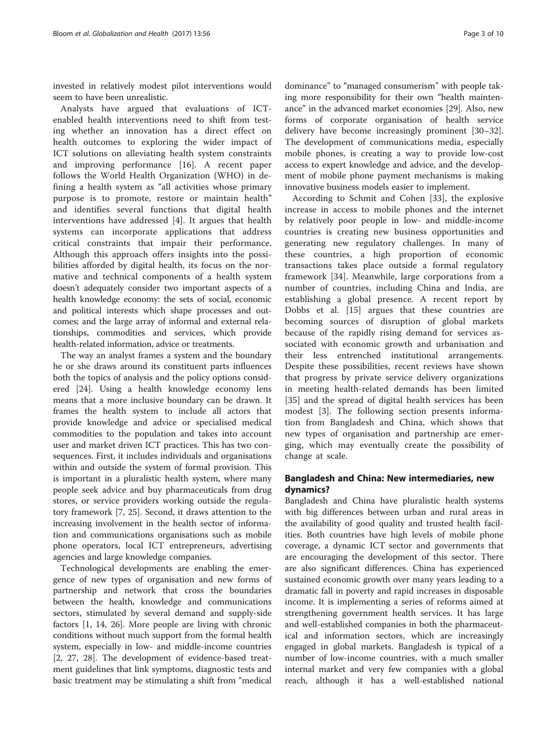invested in relatively modest pilot interventions would seem to have been unrealistic.

Analysts have argued that evaluations of ICT-enabled health interventions need to shift from testing whether an innovation has a direct effect on health outcomes to exploring the wider impact of ICT solutions on alleviating health system constraints and improving performance [16]. A recent paper follows the World Health Organization (WHO) in defining a health system as "all activities whose primary purpose is to promote, restore or maintain health" and identifies several functions that digital health interventions have addressed [4]. It argues that health systems can incorporate applications that address critical constraints that impair their performance. Although this approach offers insights into the possibilities afforded by digital health, its focus on the normative and technical components of a health system doesn't adequately consider two important aspects of a health knowledge economy: the sets of social, economic and political interests which shape processes and outcomes; and the large array of informal and external relationships, commodities and services, which provide health-related information, advice or treatments.

The way an analyst frames a system and the boundary he or she draws around its constituent parts influences both the topics of analysis and the policy options considered [24]. Using a health knowledge economy lens means that a more inclusive boundary can be drawn. It frames the health system to include all actors that provide knowledge and advice or specialised medical commodities to the population and takes into account user and market driven ICT practices. This has two consequences. First, it includes individuals and organisations within and outside the system of formal provision. This is important in a pluralistic health system, where many people seek advice and buy pharmaceuticals from drug stores, or service providers working outside the regulatory framework [7, 25]. Second, it draws attention to the increasing involvement in the health sector of information and communications organisations such as mobile phone operators, local ICT entrepreneurs, advertising agencies and large knowledge companies.

Technological developments are enabling the emergence of new types of organisation and new forms of partnership and network that cross the boundaries between the health, knowledge and communications sectors, stimulated by several demand and supply-side factors [1, 14, 26]. More people are living with chronic conditions without much support from the formal health system, especially in low- and middle-income countries [2, 27, 28]. The development of evidence-based treatment guidelines that link symptoms, diagnostic tests and basic treatment may be stimulating a shift from "medical dominance" to "managed consumerism" with people taking more responsibility for their own "health maintenance" in the advanced market economies [29]. Also, new forms of corporate organisation of health service delivery have become increasingly prominent [30–32]. The development of communications media, especially mobile phones, is creating a way to provide low-cost access to expert knowledge and advice, and the development of mobile phone payment mechanisms is making innovative business models easier to implement.

According to Schmit and Cohen [33], the explosive increase in access to mobile phones and the internet by relatively poor people in low- and middle-income countries is creating new business opportunities and generating new regulatory challenges. In many of these countries, a high proportion of economic transactions takes place outside a formal regulatory framework [34]. Meanwhile, large corporations from a number of countries, including China and India, are establishing a global presence. A recent report by Dobbs et al. [15] argues that these countries are becoming sources of disruption of global markets because of the rapidly rising demand for services associated with economic growth and urbanisation and their less entrenched institutional arrangements. Despite these possibilities, recent reviews have shown that progress by private service delivery organizations in meeting health-related demands has been limited [35] and the spread of digital health services has been modest [3]. The following section presents information from Bangladesh and China, which shows that new types of organisation and partnership are emerging, which may eventually create the possibility of change at scale.

## Bangladesh and China: New intermediaries, new dynamics?

Bangladesh and China have pluralistic health systems with big differences between urban and rural areas in the availability of good quality and trusted health facilities. Both countries have high levels of mobile phone coverage, a dynamic ICT sector and governments that are encouraging the development of this sector. There are also significant differences. China has experienced sustained economic growth over many years leading to a dramatic fall in poverty and rapid increases in disposable income. It is implementing a series of reforms aimed at strengthening government health services. It has large and well-established companies in both the pharmaceutical and information sectors, which are increasingly engaged in global markets. Bangladesh is typical of a number of low-income countries, with a much smaller internal market and very few companies with a global reach, although it has a well-established national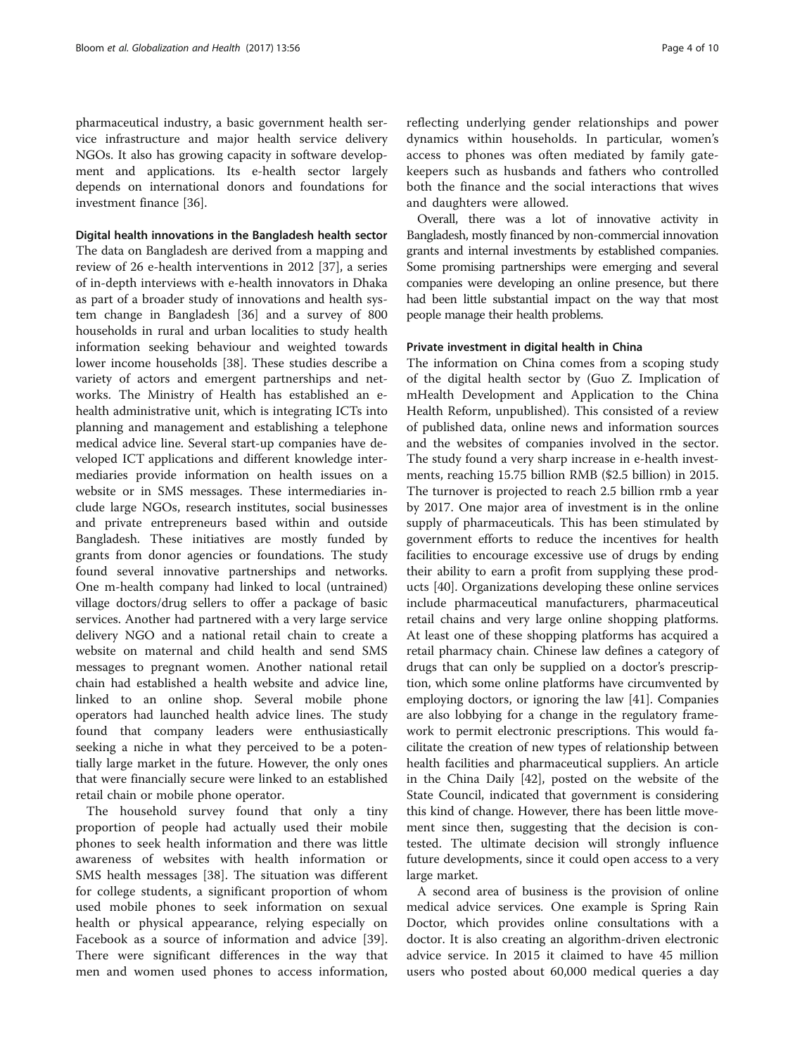pharmaceutical industry, a basic government health service infrastructure and major health service delivery NGOs. It also has growing capacity in software development and applications. Its e-health sector largely depends on international donors and foundations for investment finance [36].

### Digital health innovations in the Bangladesh health sector

The data on Bangladesh are derived from a mapping and review of 26 e-health interventions in 2012 [37], a series of in-depth interviews with e-health innovators in Dhaka as part of a broader study of innovations and health system change in Bangladesh [36] and a survey of 800 households in rural and urban localities to study health information seeking behaviour and weighted towards lower income households [38]. These studies describe a variety of actors and emergent partnerships and networks. The Ministry of Health has established an e-health administrative unit, which is integrating ICTs into planning and management and establishing a telephone medical advice line. Several start-up companies have developed ICT applications and different knowledge intermediaries provide information on health issues on a website or in SMS messages. These intermediaries include large NGOs, research institutes, social businesses and private entrepreneurs based within and outside Bangladesh. These initiatives are mostly funded by grants from donor agencies or foundations. The study found several innovative partnerships and networks. One m-health company had linked to local (untrained) village doctors/drug sellers to offer a package of basic services. Another had partnered with a very large service delivery NGO and a national retail chain to create a website on maternal and child health and send SMS messages to pregnant women. Another national retail chain had established a health website and advice line, linked to an online shop. Several mobile phone operators had launched health advice lines. The study found that company leaders were enthusiastically seeking a niche in what they perceived to be a potentially large market in the future. However, the only ones that were financially secure were linked to an established retail chain or mobile phone operator.

The household survey found that only a tiny proportion of people had actually used their mobile phones to seek health information and there was little awareness of websites with health information or SMS health messages [38]. The situation was different for college students, a significant proportion of whom used mobile phones to seek information on sexual health or physical appearance, relying especially on Facebook as a source of information and advice [39]. There were significant differences in the way that men and women used phones to access information, reflecting underlying gender relationships and power dynamics within households. In particular, women's access to phones was often mediated by family gatekeepers such as husbands and fathers who controlled both the finance and the social interactions that wives and daughters were allowed.

Overall, there was a lot of innovative activity in Bangladesh, mostly financed by non-commercial innovation grants and internal investments by established companies. Some promising partnerships were emerging and several companies were developing an online presence, but there had been little substantial impact on the way that most people manage their health problems.

### Private investment in digital health in China

The information on China comes from a scoping study of the digital health sector by (Guo Z. Implication of mHealth Development and Application to the China Health Reform, unpublished). This consisted of a review of published data, online news and information sources and the websites of companies involved in the sector. The study found a very sharp increase in e-health investments, reaching 15.75 billion RMB ($2.5 billion) in 2015. The turnover is projected to reach 2.5 billion rmb a year by 2017. One major area of investment is in the online supply of pharmaceuticals. This has been stimulated by government efforts to reduce the incentives for health facilities to encourage excessive use of drugs by ending their ability to earn a profit from supplying these products [40]. Organizations developing these online services include pharmaceutical manufacturers, pharmaceutical retail chains and very large online shopping platforms. At least one of these shopping platforms has acquired a retail pharmacy chain. Chinese law defines a category of drugs that can only be supplied on a doctor's prescription, which some online platforms have circumvented by employing doctors, or ignoring the law [41]. Companies are also lobbying for a change in the regulatory framework to permit electronic prescriptions. This would facilitate the creation of new types of relationship between health facilities and pharmaceutical suppliers. An article in the China Daily [42], posted on the website of the State Council, indicated that government is considering this kind of change. However, there has been little movement since then, suggesting that the decision is contested. The ultimate decision will strongly influence future developments, since it could open access to a very large market.

A second area of business is the provision of online medical advice services. One example is Spring Rain Doctor, which provides online consultations with a doctor. It is also creating an algorithm-driven electronic advice service. In 2015 it claimed to have 45 million users who posted about 60,000 medical queries a day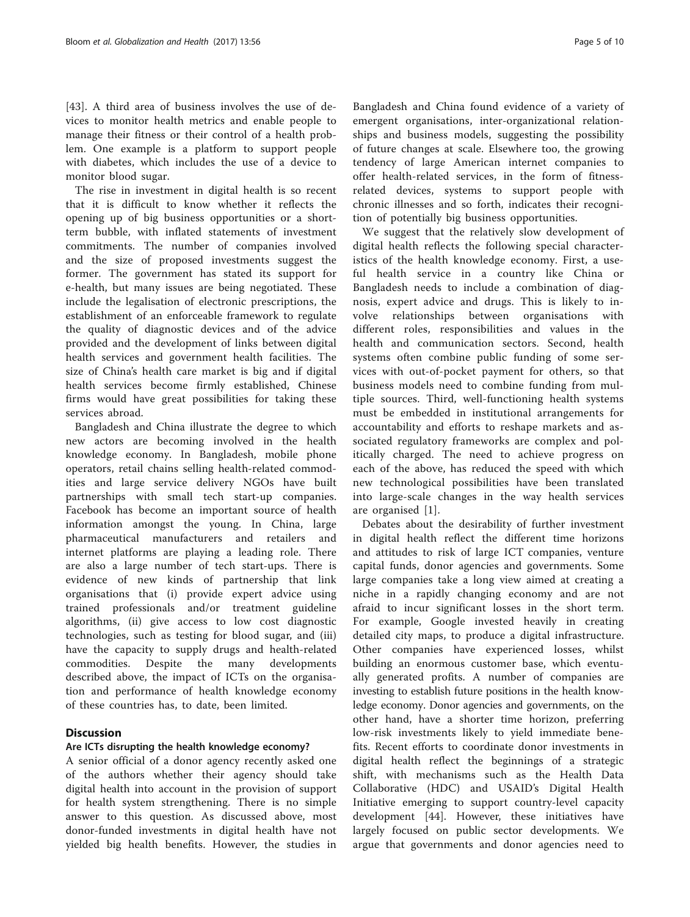[43]. A third area of business involves the use of devices to monitor health metrics and enable people to manage their fitness or their control of a health problem. One example is a platform to support people with diabetes, which includes the use of a device to monitor blood sugar.

The rise in investment in digital health is so recent that it is difficult to know whether it reflects the opening up of big business opportunities or a short-term bubble, with inflated statements of investment commitments. The number of companies involved and the size of proposed investments suggest the former. The government has stated its support for e-health, but many issues are being negotiated. These include the legalisation of electronic prescriptions, the establishment of an enforceable framework to regulate the quality of diagnostic devices and of the advice provided and the development of links between digital health services and government health facilities. The size of China's health care market is big and if digital health services become firmly established, Chinese firms would have great possibilities for taking these services abroad.

Bangladesh and China illustrate the degree to which new actors are becoming involved in the health knowledge economy. In Bangladesh, mobile phone operators, retail chains selling health-related commodities and large service delivery NGOs have built partnerships with small tech start-up companies. Facebook has become an important source of health information amongst the young. In China, large pharmaceutical manufacturers and retailers and internet platforms are playing a leading role. There are also a large number of tech start-ups. There is evidence of new kinds of partnership that link organisations that (i) provide expert advice using trained professionals and/or treatment guideline algorithms, (ii) give access to low cost diagnostic technologies, such as testing for blood sugar, and (iii) have the capacity to supply drugs and health-related commodities. Despite the many developments described above, the impact of ICTs on the organisation and performance of health knowledge economy of these countries has, to date, been limited.

## Discussion

### Are ICTs disrupting the health knowledge economy?

A senior official of a donor agency recently asked one of the authors whether their agency should take digital health into account in the provision of support for health system strengthening. There is no simple answer to this question. As discussed above, most donor-funded investments in digital health have not yielded big health benefits. However, the studies in Bangladesh and China found evidence of a variety of emergent organisations, inter-organizational relationships and business models, suggesting the possibility of future changes at scale. Elsewhere too, the growing tendency of large American internet companies to offer health-related services, in the form of fitness-related devices, systems to support people with chronic illnesses and so forth, indicates their recognition of potentially big business opportunities.

We suggest that the relatively slow development of digital health reflects the following special characteristics of the health knowledge economy. First, a useful health service in a country like China or Bangladesh needs to include a combination of diagnosis, expert advice and drugs. This is likely to involve relationships between organisations with different roles, responsibilities and values in the health and communication sectors. Second, health systems often combine public funding of some services with out-of-pocket payment for others, so that business models need to combine funding from multiple sources. Third, well-functioning health systems must be embedded in institutional arrangements for accountability and efforts to reshape markets and associated regulatory frameworks are complex and politically charged. The need to achieve progress on each of the above, has reduced the speed with which new technological possibilities have been translated into large-scale changes in the way health services are organised [1].

Debates about the desirability of further investment in digital health reflect the different time horizons and attitudes to risk of large ICT companies, venture capital funds, donor agencies and governments. Some large companies take a long view aimed at creating a niche in a rapidly changing economy and are not afraid to incur significant losses in the short term. For example, Google invested heavily in creating detailed city maps, to produce a digital infrastructure. Other companies have experienced losses, whilst building an enormous customer base, which eventually generated profits. A number of companies are investing to establish future positions in the health knowledge economy. Donor agencies and governments, on the other hand, have a shorter time horizon, preferring low-risk investments likely to yield immediate benefits. Recent efforts to coordinate donor investments in digital health reflect the beginnings of a strategic shift, with mechanisms such as the Health Data Collaborative (HDC) and USAID's Digital Health Initiative emerging to support country-level capacity development [44]. However, these initiatives have largely focused on public sector developments. We argue that governments and donor agencies need to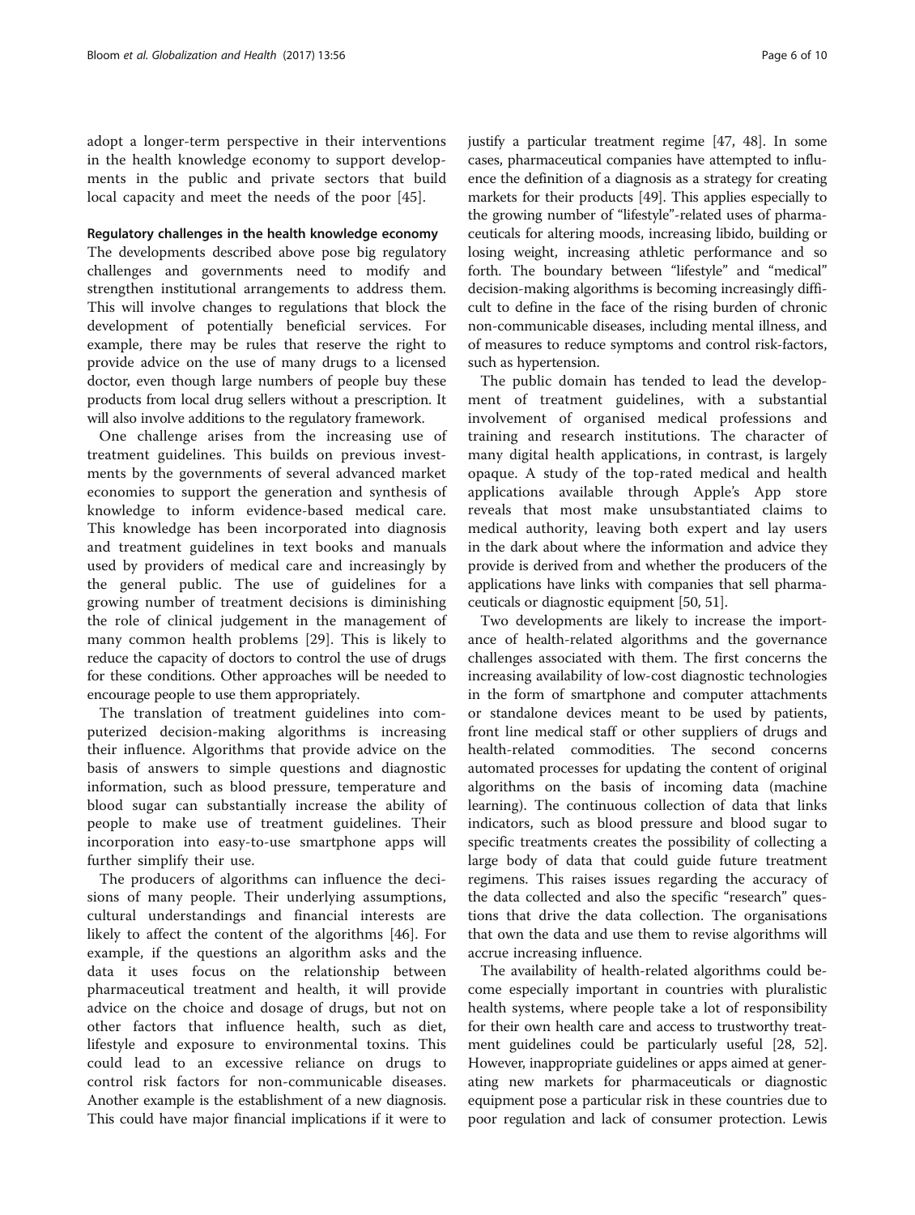adopt a longer-term perspective in their interventions in the health knowledge economy to support developments in the public and private sectors that build local capacity and meet the needs of the poor [45].

### Regulatory challenges in the health knowledge economy

The developments described above pose big regulatory challenges and governments need to modify and strengthen institutional arrangements to address them. This will involve changes to regulations that block the development of potentially beneficial services. For example, there may be rules that reserve the right to provide advice on the use of many drugs to a licensed doctor, even though large numbers of people buy these products from local drug sellers without a prescription. It will also involve additions to the regulatory framework.

One challenge arises from the increasing use of treatment guidelines. This builds on previous investments by the governments of several advanced market economies to support the generation and synthesis of knowledge to inform evidence-based medical care. This knowledge has been incorporated into diagnosis and treatment guidelines in text books and manuals used by providers of medical care and increasingly by the general public. The use of guidelines for a growing number of treatment decisions is diminishing the role of clinical judgement in the management of many common health problems [29]. This is likely to reduce the capacity of doctors to control the use of drugs for these conditions. Other approaches will be needed to encourage people to use them appropriately.

The translation of treatment guidelines into computerized decision-making algorithms is increasing their influence. Algorithms that provide advice on the basis of answers to simple questions and diagnostic information, such as blood pressure, temperature and blood sugar can substantially increase the ability of people to make use of treatment guidelines. Their incorporation into easy-to-use smartphone apps will further simplify their use.

The producers of algorithms can influence the decisions of many people. Their underlying assumptions, cultural understandings and financial interests are likely to affect the content of the algorithms [46]. For example, if the questions an algorithm asks and the data it uses focus on the relationship between pharmaceutical treatment and health, it will provide advice on the choice and dosage of drugs, but not on other factors that influence health, such as diet, lifestyle and exposure to environmental toxins. This could lead to an excessive reliance on drugs to control risk factors for non-communicable diseases. Another example is the establishment of a new diagnosis. This could have major financial implications if it were to justify a particular treatment regime [47, 48]. In some cases, pharmaceutical companies have attempted to influence the definition of a diagnosis as a strategy for creating markets for their products [49]. This applies especially to the growing number of "lifestyle"-related uses of pharmaceuticals for altering moods, increasing libido, building or losing weight, increasing athletic performance and so forth. The boundary between "lifestyle" and "medical" decision-making algorithms is becoming increasingly difficult to define in the face of the rising burden of chronic non-communicable diseases, including mental illness, and of measures to reduce symptoms and control risk-factors, such as hypertension.

The public domain has tended to lead the development of treatment guidelines, with a substantial involvement of organised medical professions and training and research institutions. The character of many digital health applications, in contrast, is largely opaque. A study of the top-rated medical and health applications available through Apple's App store reveals that most make unsubstantiated claims to medical authority, leaving both expert and lay users in the dark about where the information and advice they provide is derived from and whether the producers of the applications have links with companies that sell pharmaceuticals or diagnostic equipment [50, 51].

Two developments are likely to increase the importance of health-related algorithms and the governance challenges associated with them. The first concerns the increasing availability of low-cost diagnostic technologies in the form of smartphone and computer attachments or standalone devices meant to be used by patients, front line medical staff or other suppliers of drugs and health-related commodities. The second concerns automated processes for updating the content of original algorithms on the basis of incoming data (machine learning). The continuous collection of data that links indicators, such as blood pressure and blood sugar to specific treatments creates the possibility of collecting a large body of data that could guide future treatment regimens. This raises issues regarding the accuracy of the data collected and also the specific "research" questions that drive the data collection. The organisations that own the data and use them to revise algorithms will accrue increasing influence.

The availability of health-related algorithms could become especially important in countries with pluralistic health systems, where people take a lot of responsibility for their own health care and access to trustworthy treatment guidelines could be particularly useful [28, 52]. However, inappropriate guidelines or apps aimed at generating new markets for pharmaceuticals or diagnostic equipment pose a particular risk in these countries due to poor regulation and lack of consumer protection. Lewis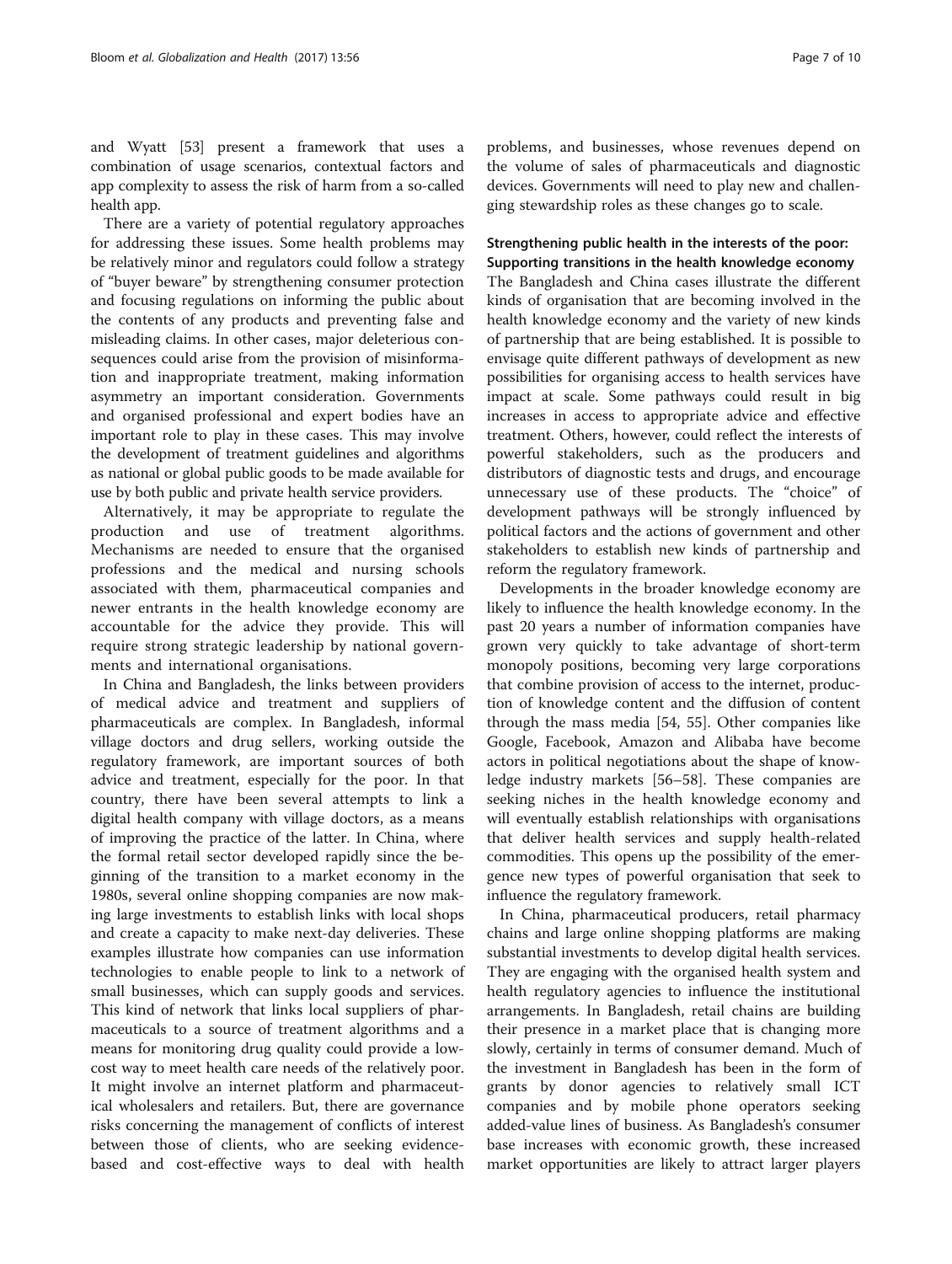and Wyatt [53] present a framework that uses a combination of usage scenarios, contextual factors and app complexity to assess the risk of harm from a so-called health app.

There are a variety of potential regulatory approaches for addressing these issues. Some health problems may be relatively minor and regulators could follow a strategy of "buyer beware" by strengthening consumer protection and focusing regulations on informing the public about the contents of any products and preventing false and misleading claims. In other cases, major deleterious consequences could arise from the provision of misinformation and inappropriate treatment, making information asymmetry an important consideration. Governments and organised professional and expert bodies have an important role to play in these cases. This may involve the development of treatment guidelines and algorithms as national or global public goods to be made available for use by both public and private health service providers.

Alternatively, it may be appropriate to regulate the production and use of treatment algorithms. Mechanisms are needed to ensure that the organised professions and the medical and nursing schools associated with them, pharmaceutical companies and newer entrants in the health knowledge economy are accountable for the advice they provide. This will require strong strategic leadership by national governments and international organisations.

In China and Bangladesh, the links between providers of medical advice and treatment and suppliers of pharmaceuticals are complex. In Bangladesh, informal village doctors and drug sellers, working outside the regulatory framework, are important sources of both advice and treatment, especially for the poor. In that country, there have been several attempts to link a digital health company with village doctors, as a means of improving the practice of the latter. In China, where the formal retail sector developed rapidly since the beginning of the transition to a market economy in the 1980s, several online shopping companies are now making large investments to establish links with local shops and create a capacity to make next-day deliveries. These examples illustrate how companies can use information technologies to enable people to link to a network of small businesses, which can supply goods and services. This kind of network that links local suppliers of pharmaceuticals to a source of treatment algorithms and a means for monitoring drug quality could provide a low-cost way to meet health care needs of the relatively poor. It might involve an internet platform and pharmaceutical wholesalers and retailers. But, there are governance risks concerning the management of conflicts of interest between those of clients, who are seeking evidence-based and cost-effective ways to deal with health problems, and businesses, whose revenues depend on the volume of sales of pharmaceuticals and diagnostic devices. Governments will need to play new and challenging stewardship roles as these changes go to scale.

### Strengthening public health in the interests of the poor: Supporting transitions in the health knowledge economy

The Bangladesh and China cases illustrate the different kinds of organisation that are becoming involved in the health knowledge economy and the variety of new kinds of partnership that are being established. It is possible to envisage quite different pathways of development as new possibilities for organising access to health services have impact at scale. Some pathways could result in big increases in access to appropriate advice and effective treatment. Others, however, could reflect the interests of powerful stakeholders, such as the producers and distributors of diagnostic tests and drugs, and encourage unnecessary use of these products. The "choice" of development pathways will be strongly influenced by political factors and the actions of government and other stakeholders to establish new kinds of partnership and reform the regulatory framework.

Developments in the broader knowledge economy are likely to influence the health knowledge economy. In the past 20 years a number of information companies have grown very quickly to take advantage of short-term monopoly positions, becoming very large corporations that combine provision of access to the internet, production of knowledge content and the diffusion of content through the mass media [54, 55]. Other companies like Google, Facebook, Amazon and Alibaba have become actors in political negotiations about the shape of knowledge industry markets [56–58]. These companies are seeking niches in the health knowledge economy and will eventually establish relationships with organisations that deliver health services and supply health-related commodities. This opens up the possibility of the emergence new types of powerful organisation that seek to influence the regulatory framework.

In China, pharmaceutical producers, retail pharmacy chains and large online shopping platforms are making substantial investments to develop digital health services. They are engaging with the organised health system and health regulatory agencies to influence the institutional arrangements. In Bangladesh, retail chains are building their presence in a market place that is changing more slowly, certainly in terms of consumer demand. Much of the investment in Bangladesh has been in the form of grants by donor agencies to relatively small ICT companies and by mobile phone operators seeking added-value lines of business. As Bangladesh's consumer base increases with economic growth, these increased market opportunities are likely to attract larger players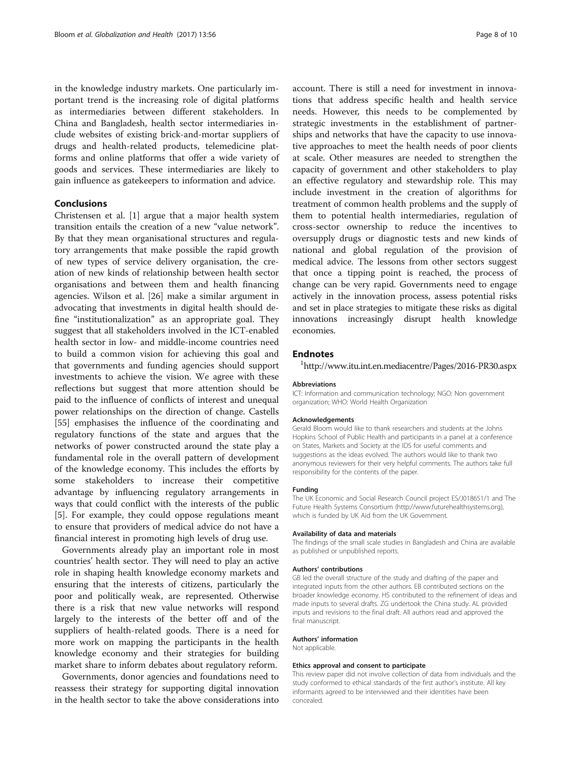in the knowledge industry markets. One particularly important trend is the increasing role of digital platforms as intermediaries between different stakeholders. In China and Bangladesh, health sector intermediaries include websites of existing brick-and-mortar suppliers of drugs and health-related products, telemedicine platforms and online platforms that offer a wide variety of goods and services. These intermediaries are likely to gain influence as gatekeepers to information and advice.

## Conclusions

Christensen et al. [1] argue that a major health system transition entails the creation of a new "value network". By that they mean organisational structures and regulatory arrangements that make possible the rapid growth of new types of service delivery organisation, the creation of new kinds of relationship between health sector organisations and between them and health financing agencies. Wilson et al. [26] make a similar argument in advocating that investments in digital health should define "institutionalization" as an appropriate goal. They suggest that all stakeholders involved in the ICT-enabled health sector in low- and middle-income countries need to build a common vision for achieving this goal and that governments and funding agencies should support investments to achieve the vision. We agree with these reflections but suggest that more attention should be paid to the influence of conflicts of interest and unequal power relationships on the direction of change. Castells [55] emphasises the influence of the coordinating and regulatory functions of the state and argues that the networks of power constructed around the state play a fundamental role in the overall pattern of development of the knowledge economy. This includes the efforts by some stakeholders to increase their competitive advantage by influencing regulatory arrangements in ways that could conflict with the interests of the public [5]. For example, they could oppose regulations meant to ensure that providers of medical advice do not have a financial interest in promoting high levels of drug use.

Governments already play an important role in most countries' health sector. They will need to play an active role in shaping health knowledge economy markets and ensuring that the interests of citizens, particularly the poor and politically weak, are represented. Otherwise there is a risk that new value networks will respond largely to the interests of the better off and of the suppliers of health-related goods. There is a need for more work on mapping the participants in the health knowledge economy and their strategies for building market share to inform debates about regulatory reform.

Governments, donor agencies and foundations need to reassess their strategy for supporting digital innovation in the health sector to take the above considerations into account. There is still a need for investment in innovations that address specific health and health service needs. However, this needs to be complemented by strategic investments in the establishment of partnerships and networks that have the capacity to use innovative approaches to meet the health needs of poor clients at scale. Other measures are needed to strengthen the capacity of government and other stakeholders to play an effective regulatory and stewardship role. This may include investment in the creation of algorithms for treatment of common health problems and the supply of them to potential health intermediaries, regulation of cross-sector ownership to reduce the incentives to oversupply drugs or diagnostic tests and new kinds of national and global regulation of the provision of medical advice. The lessons from other sectors suggest that once a tipping point is reached, the process of change can be very rapid. Governments need to engage actively in the innovation process, assess potential risks and set in place strategies to mitigate these risks as digital innovations increasingly disrupt health knowledge economies.

## Endnotes

[1]http://www.itu.int.en.mediacentre/Pages/2016-PR30.aspx

#### Abbreviations

ICT: Information and communication technology; NGO: Non government organization; WHO: World Health Organization

#### Acknowledgements

Gerald Bloom would like to thank researchers and students at the Johns Hopkins School of Public Health and participants in a panel at a conference on States, Markets and Society at the IDS for useful comments and suggestions as the ideas evolved. The authors would like to thank two anonymous reviewers for their very helpful comments. The authors take full responsibility for the contents of the paper.

#### Funding

The UK Economic and Social Research Council project ES/J018651/1 and The Future Health Systems Consortium (http://www.futurehealthsystems.org), which is funded by UK Aid from the UK Government.

#### Availability of data and materials

The findings of the small scale studies in Bangladesh and China are available as published or unpublished reports.

#### Authors' contributions

GB led the overall structure of the study and drafting of the paper and integrated inputs from the other authors. EB contributed sections on the broader knowledge economy. HS contributed to the refinement of ideas and made inputs to several drafts. ZG undertook the China study. AL provided inputs and revisions to the final draft. All authors read and approved the final manuscript.

#### Authors' information

Not applicable.

#### Ethics approval and consent to participate

This review paper did not involve collection of data from individuals and the study conformed to ethical standards of the first author's institute. All key informants agreed to be interviewed and their identities have been concealed.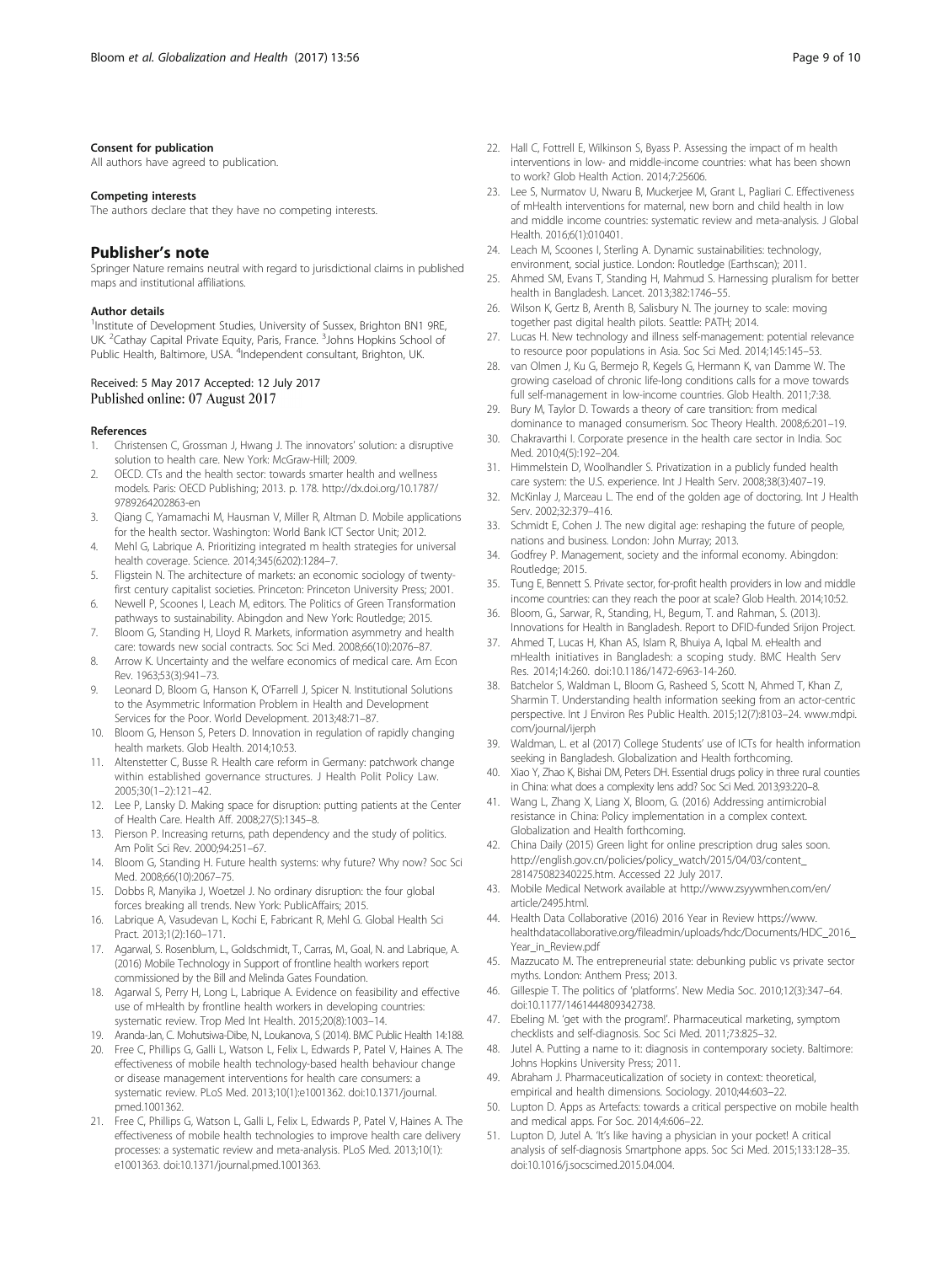#### Consent for publication

All authors have agreed to publication.

#### Competing interests

The authors declare that they have no competing interests.

## Publisher's note

Springer Nature remains neutral with regard to jurisdictional claims in published maps and institutional affiliations.

#### Author details

[1]Institute of Development Studies, University of Sussex, Brighton BN1 9RE, UK. [2]Cathay Capital Private Equity, Paris, France. [3]Johns Hopkins School of Public Health, Baltimore, USA. [4]Independent consultant, Brighton, UK.

Received: 5 May 2017 Accepted: 12 July 2017
Published online: 07 August 2017

#### References

1. Christensen C, Grossman J, Hwang J. The innovators' solution: a disruptive solution to health care. New York: McGraw-Hill; 2009.
2. OECD. CTs and the health sector: towards smarter health and wellness models. Paris: OECD Publishing; 2013. p. 178. http://dx.doi.org/10.1787/9789264202863-en
3. Qiang C, Yamamachi M, Hausman V, Miller R, Altman D. Mobile applications for the health sector. Washington: World Bank ICT Sector Unit; 2012.
4. Mehl G, Labrique A. Prioritizing integrated m health strategies for universal health coverage. Science. 2014;345(6202):1284–7.
5. Fligstein N. The architecture of markets: an economic sociology of twenty-first century capitalist societies. Princeton: Princeton University Press; 2001.
6. Newell P, Scoones I, Leach M, editors. The Politics of Green Transformation pathways to sustainability. Abingdon and New York: Routledge; 2015.
7. Bloom G, Standing H, Lloyd R. Markets, information asymmetry and health care: towards new social contracts. Soc Sci Med. 2008;66(10):2076–87.
8. Arrow K. Uncertainty and the welfare economics of medical care. Am Econ Rev. 1963;53(3):941–73.
9. Leonard D, Bloom G, Hanson K, O'Farrell J, Spicer N. Institutional Solutions to the Asymmetric Information Problem in Health and Development Services for the Poor. World Development. 2013;48:71–87.
10. Bloom G, Henson S, Peters D. Innovation in regulation of rapidly changing health markets. Glob Health. 2014;10:53.
11. Altenstetter C, Busse R. Health care reform in Germany: patchwork change within established governance structures. J Health Polit Policy Law. 2005;30(1–2):121–42.
12. Lee P, Lansky D. Making space for disruption: putting patients at the Center of Health Care. Health Aff. 2008;27(5):1345–8.
13. Pierson P. Increasing returns, path dependency and the study of politics. Am Polit Sci Rev. 2000;94:251–67.
14. Bloom G, Standing H. Future health systems: why future? Why now? Soc Sci Med. 2008;66(10):2067–75.
15. Dobbs R, Manyika J, Woetzel J. No ordinary disruption: the four global forces breaking all trends. New York: PublicAffairs; 2015.
16. Labrique A, Vasudevan L, Kochi E, Fabricant R, Mehl G. Global Health Sci Pract. 2013;1(2):160–171.
17. Agarwal, S. Rosenblum, L., Goldschmidt, T., Carras, M., Goal, N. and Labrique, A. (2016) Mobile Technology in Support of frontline health workers report commissioned by the Bill and Melinda Gates Foundation.
18. Agarwal S, Perry H, Long L, Labrique A. Evidence on feasibility and effective use of mHealth by frontline health workers in developing countries: systematic review. Trop Med Int Health. 2015;20(8):1003–14.
19. Aranda-Jan, C. Mohutsiwa-Dibe, N., Loukanova, S (2014). BMC Public Health 14:188.
20. Free C, Phillips G, Galli L, Watson L, Felix L, Edwards P, Patel V, Haines A. The effectiveness of mobile health technology-based health behaviour change or disease management interventions for health care consumers: a systematic review. PLoS Med. 2013;10(1):e1001362. doi:10.1371/journal.pmed.1001362.
21. Free C, Phillips G, Watson L, Galli L, Felix L, Edwards P, Patel V, Haines A. The effectiveness of mobile health technologies to improve health care delivery processes: a systematic review and meta-analysis. PLoS Med. 2013;10(1):e1001363. doi:10.1371/journal.pmed.1001363.
22. Hall C, Fottrell E, Wilkinson S, Byass P. Assessing the impact of m health interventions in low- and middle-income countries: what has been shown to work? Glob Health Action. 2014;7:25606.
23. Lee S, Nurmatov U, Nwaru B, Muckerjee M, Grant L, Pagliari C. Effectiveness of mHealth interventions for maternal, new born and child health in low and middle income countries: systematic review and meta-analysis. J Global Health. 2016;6(1):010401.
24. Leach M, Scoones I, Sterling A. Dynamic sustainabilities: technology, environment, social justice. London: Routledge (Earthscan); 2011.
25. Ahmed SM, Evans T, Standing H, Mahmud S. Harnessing pluralism for better health in Bangladesh. Lancet. 2013;382:1746–55.
26. Wilson K, Gertz B, Arenth B, Salisbury N. The journey to scale: moving together past digital health pilots. Seattle: PATH; 2014.
27. Lucas H. New technology and illness self-management: potential relevance to resource poor populations in Asia. Soc Sci Med. 2014;145:145–53.
28. van Olmen J, Ku G, Bermejo R, Kegels G, Hermann K, van Damme W. The growing caseload of chronic life-long conditions calls for a move towards full self-management in low-income countries. Glob Health. 2011;7:38.
29. Bury M, Taylor D. Towards a theory of care transition: from medical dominance to managed consumerism. Soc Theory Health. 2008;6:201–19.
30. Chakravarthi I. Corporate presence in the health care sector in India. Soc Med. 2010;4(5):192–204.
31. Himmelstein D, Woolhandler S. Privatization in a publicly funded health care system: the U.S. experience. Int J Health Serv. 2008;38(3):407–19.
32. McKinlay J, Marceau L. The end of the golden age of doctoring. Int J Health Serv. 2002;32:379–416.
33. Schmidt E, Cohen J. The new digital age: reshaping the future of people, nations and business. London: John Murray; 2013.
34. Godfrey P. Management, society and the informal economy. Abingdon: Routledge; 2015.
35. Tung E, Bennett S. Private sector, for-profit health providers in low and middle income countries: can they reach the poor at scale? Glob Health. 2014;10:52.
36. Bloom, G., Sarwar, R., Standing, H., Begum, T. and Rahman, S. (2013). Innovations for Health in Bangladesh. Report to DFID-funded Srijon Project.
37. Ahmed T, Lucas H, Khan AS, Islam R, Bhuiya A, Iqbal M. eHealth and mHealth initiatives in Bangladesh: a scoping study. BMC Health Serv Res. 2014;14:260. doi:10.1186/1472-6963-14-260.
38. Batchelor S, Waldman L, Bloom G, Rasheed S, Scott N, Ahmed T, Khan Z, Sharmin T. Understanding health information seeking from an actor-centric perspective. Int J Environ Res Public Health. 2015;12(7):8103–24. www.mdpi.com/journal/ijerph
39. Waldman, L. et al (2017) College Students' use of ICTs for health information seeking in Bangladesh. Globalization and Health forthcoming.
40. Xiao Y, Zhao K, Bishai DM, Peters DH. Essential drugs policy in three rural counties in China: what does a complexity lens add? Soc Sci Med. 2013;93:220–8.
41. Wang L, Zhang X, Liang X, Bloom, G. (2016) Addressing antimicrobial resistance in China: Policy implementation in a complex context. Globalization and Health forthcoming.
42. China Daily (2015) Green light for online prescription drug sales soon. http://english.gov.cn/policies/policy_watch/2015/04/03/content_281475082340225.htm. Accessed 22 July 2017.
43. Mobile Medical Network available at http://www.zsyywmhen.com/en/article/2495.html.
44. Health Data Collaborative (2016) 2016 Year in Review https://www.healthdatacollaborative.org/fileadmin/uploads/hdc/Documents/HDC_2016_Year_in_Review.pdf
45. Mazzucato M. The entrepreneurial state: debunking public vs private sector myths. London: Anthem Press; 2013.
46. Gillespie T. The politics of 'platforms'. New Media Soc. 2010;12(3):347–64. doi:10.1177/1461444809342738.
47. Ebeling M. 'get with the program!'. Pharmaceutical marketing, symptom checklists and self-diagnosis. Soc Sci Med. 2011;73:825–32.
48. Jutel A. Putting a name to it: diagnosis in contemporary society. Baltimore: Johns Hopkins University Press; 2011.
49. Abraham J. Pharmaceuticalization of society in context: theoretical, empirical and health dimensions. Sociology. 2010;44:603–22.
50. Lupton D. Apps as Artefacts: towards a critical perspective on mobile health and medical apps. For Soc. 2014;4:606–22.
51. Lupton D, Jutel A. 'It's like having a physician in your pocket! A critical analysis of self-diagnosis Smartphone apps. Soc Sci Med. 2015;133:128–35. doi:10.1016/j.socscimed.2015.04.004.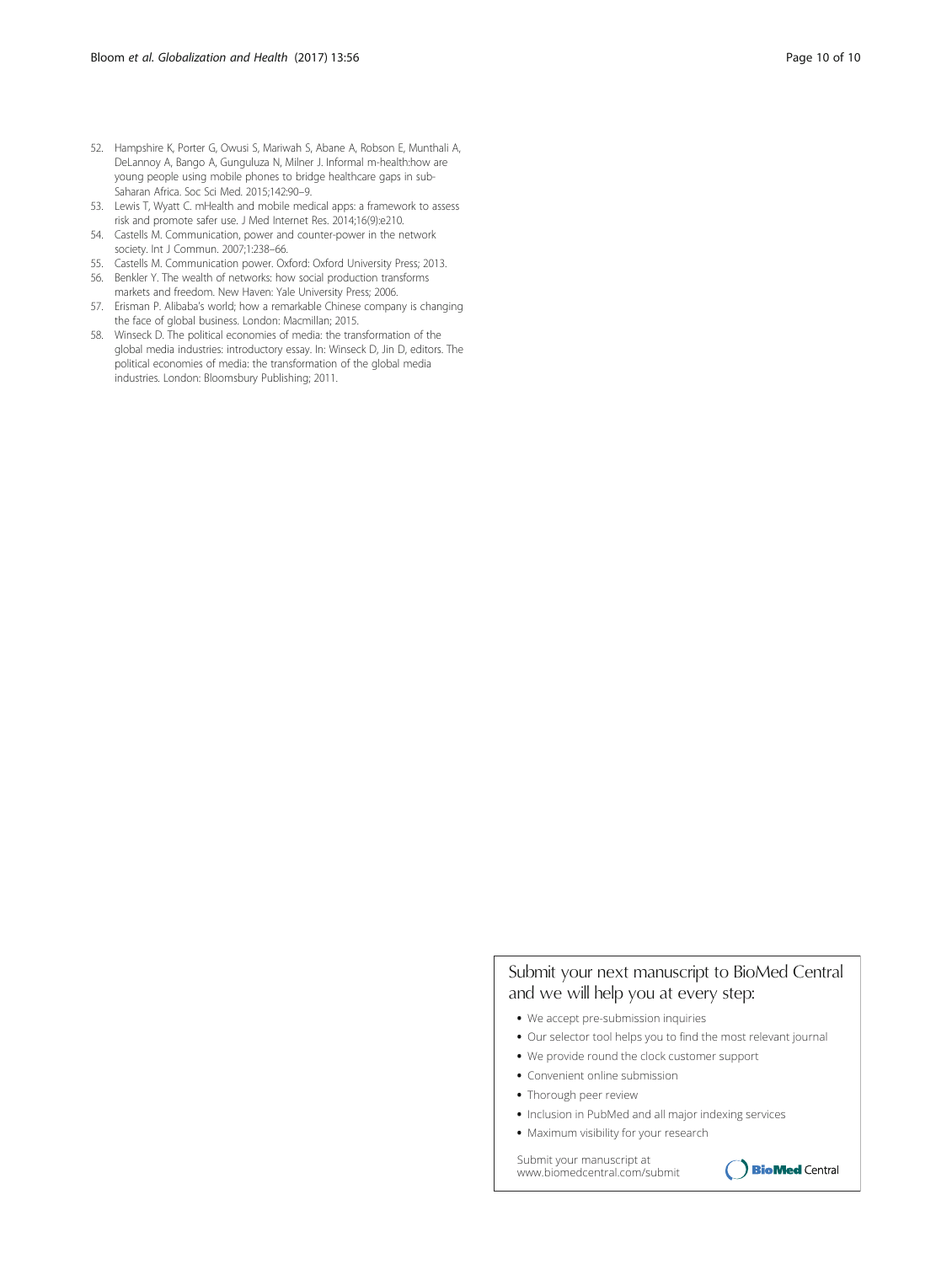52. Hampshire K, Porter G, Owusi S, Mariwah S, Abane A, Robson E, Munthali A, DeLannoy A, Bango A, Gunguluza N, Milner J. Informal m-health:how are young people using mobile phones to bridge healthcare gaps in sub-Saharan Africa. Soc Sci Med. 2015;142:90–9.
53. Lewis T, Wyatt C. mHealth and mobile medical apps: a framework to assess risk and promote safer use. J Med Internet Res. 2014;16(9):e210.
54. Castells M. Communication, power and counter-power in the network society. Int J Commun. 2007;1:238–66.
55. Castells M. Communication power. Oxford: Oxford University Press; 2013.
56. Benkler Y. The wealth of networks: how social production transforms markets and freedom. New Haven: Yale University Press; 2006.
57. Erisman P. Alibaba's world; how a remarkable Chinese company is changing the face of global business. London: Macmillan; 2015.
58. Winseck D. The political economies of media: the transformation of the global media industries: introductory essay. In: Winseck D, Jin D, editors. The political economies of media: the transformation of the global media industries. London: Bloomsbury Publishing; 2011.

Submit your next manuscript to BioMed Central and we will help you at every step:

- We accept pre-submission inquiries
- Our selector tool helps you to find the most relevant journal
- We provide round the clock customer support
- Convenient online submission
- Thorough peer review
- Inclusion in PubMed and all major indexing services
- Maximum visibility for your research

Submit your manuscript at
www.biomedcentral.com/submit

BioMed Central